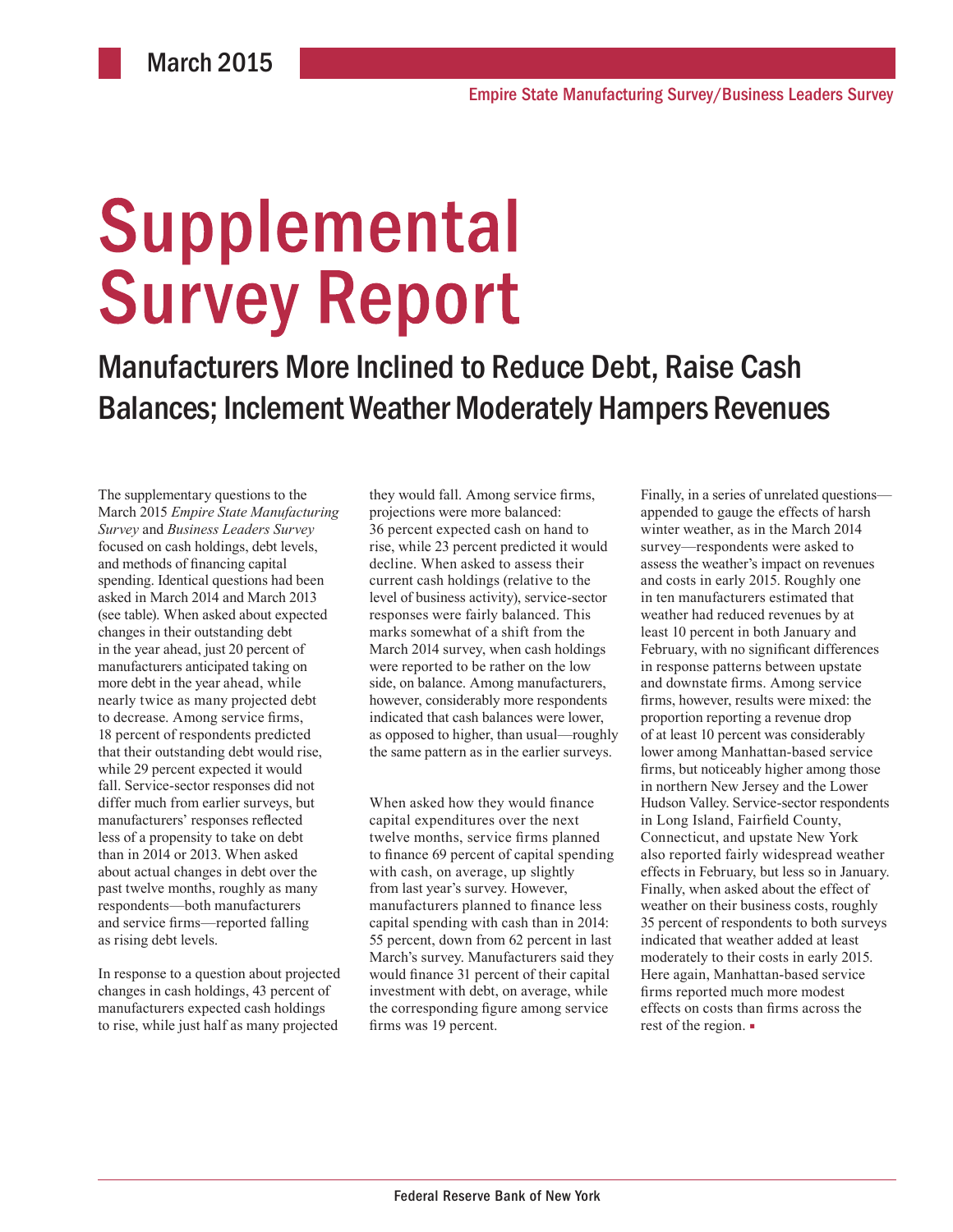March 2015

Empire State Manufacturing Survey/Business Leaders Survey

# Supplemental Survey Report

## Manufacturers More Inclined to Reduce Debt, Raise Cash Balances; Inclement Weather Moderately Hampers Revenues

The supplementary questions to the March 2015 *Empire State Manufacturing Survey* and *Business Leaders Survey* focused on cash holdings, debt levels, and methods of financing capital spending. Identical questions had been asked in March 2014 and March 2013 (see table). When asked about expected changes in their outstanding debt in the year ahead, just 20 percent of manufacturers anticipated taking on more debt in the year ahead, while nearly twice as many projected debt to decrease. Among service firms, 18 percent of respondents predicted that their outstanding debt would rise, while 29 percent expected it would fall. Service-sector responses did not differ much from earlier surveys, but manufacturers' responses reflected less of a propensity to take on debt than in 2014 or 2013. When asked about actual changes in debt over the past twelve months, roughly as many respondents—both manufacturers and service firms—reported falling as rising debt levels.

In response to a question about projected changes in cash holdings, 43 percent of manufacturers expected cash holdings to rise, while just half as many projected they would fall. Among service firms, projections were more balanced: 36 percent expected cash on hand to rise, while 23 percent predicted it would decline. When asked to assess their current cash holdings (relative to the level of business activity), service-sector responses were fairly balanced. This marks somewhat of a shift from the March 2014 survey, when cash holdings were reported to be rather on the low side, on balance. Among manufacturers, however, considerably more respondents indicated that cash balances were lower, as opposed to higher, than usual—roughly the same pattern as in the earlier surveys.

When asked how they would finance capital expenditures over the next twelve months, service firms planned to finance 69 percent of capital spending with cash, on average, up slightly from last year's survey. However, manufacturers planned to finance less capital spending with cash than in 2014: 55 percent, down from 62 percent in last March's survey. Manufacturers said they would finance 31 percent of their capital investment with debt, on average, while the corresponding figure among service firms was 19 percent.

Finally, in a series of unrelated questions—appended to gauge the effects of harsh winter weather, as in the March 2014 survey—respondents were asked to assess the weather's impact on revenues and costs in early 2015. Roughly one in ten manufacturers estimated that weather had reduced revenues by at least 10 percent in both January and February, with no significant differences in response patterns between upstate and downstate firms. Among service firms, however, results were mixed: the proportion reporting a revenue drop of at least 10 percent was considerably lower among Manhattan-based service firms, but noticeably higher among those in northern New Jersey and the Lower Hudson Valley. Service-sector respondents in Long Island, Fairfield County, Connecticut, and upstate New York also reported fairly widespread weather effects in February, but less so in January. Finally, when asked about the effect of weather on their business costs, roughly 35 percent of respondents to both surveys indicated that weather added at least moderately to their costs in early 2015. Here again, Manhattan-based service firms reported much more modest effects on costs than firms across the rest of the region. ▪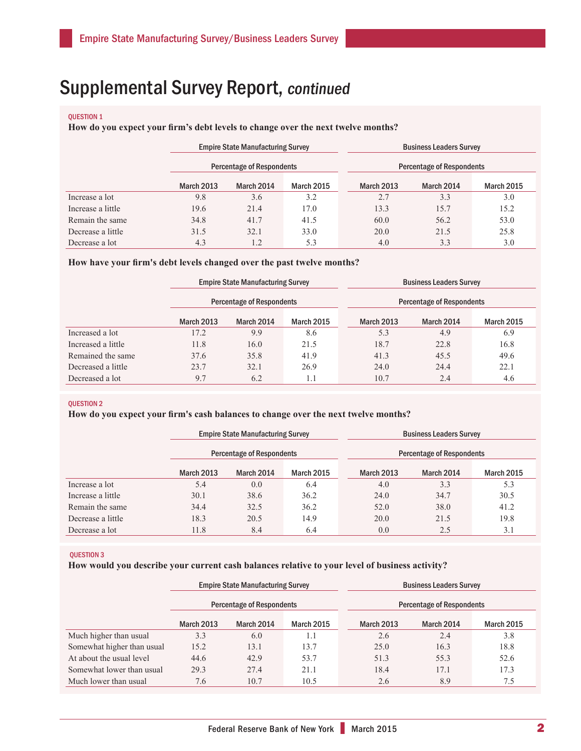# Supplemental Survey Report, *continued*

**QUESTION 1**

**How do you expect your firm's debt levels to change over the next twelve months?**

| | Empire State Manufacturing Survey | | | Business Leaders Survey | | |
|---|---|---|---|---|---|---|
| | Percentage of Respondents | | | Percentage of Respondents | | |
| | March 2013 | March 2014 | March 2015 | March 2013 | March 2014 | March 2015 |
| Increase a lot | 9.8 | 3.6 | 3.2 | 2.7 | 3.3 | 3.0 |
| Increase a little | 19.6 | 21.4 | 17.0 | 13.3 | 15.7 | 15.2 |
| Remain the same | 34.8 | 41.7 | 41.5 | 60.0 | 56.2 | 53.0 |
| Decrease a little | 31.5 | 32.1 | 33.0 | 20.0 | 21.5 | 25.8 |
| Decrease a lot | 4.3 | 1.2 | 5.3 | 4.0 | 3.3 | 3.0 |

**How have your firm's debt levels changed over the past twelve months?**

| | Empire State Manufacturing Survey | | | Business Leaders Survey | | |
|---|---|---|---|---|---|---|
| | Percentage of Respondents | | | Percentage of Respondents | | |
| | March 2013 | March 2014 | March 2015 | March 2013 | March 2014 | March 2015 |
| Increased a lot | 17.2 | 9.9 | 8.6 | 5.3 | 4.9 | 6.9 |
| Increased a little | 11.8 | 16.0 | 21.5 | 18.7 | 22.8 | 16.8 |
| Remained the same | 37.6 | 35.8 | 41.9 | 41.3 | 45.5 | 49.6 |
| Decreased a little | 23.7 | 32.1 | 26.9 | 24.0 | 24.4 | 22.1 |
| Decreased a lot | 9.7 | 6.2 | 1.1 | 10.7 | 2.4 | 4.6 |

**QUESTION 2**

**How do you expect your firm's cash balances to change over the next twelve months?**

| | Empire State Manufacturing Survey | | | Business Leaders Survey | | |
|---|---|---|---|---|---|---|
| | Percentage of Respondents | | | Percentage of Respondents | | |
| | March 2013 | March 2014 | March 2015 | March 2013 | March 2014 | March 2015 |
| Increase a lot | 5.4 | 0.0 | 6.4 | 4.0 | 3.3 | 5.3 |
| Increase a little | 30.1 | 38.6 | 36.2 | 24.0 | 34.7 | 30.5 |
| Remain the same | 34.4 | 32.5 | 36.2 | 52.0 | 38.0 | 41.2 |
| Decrease a little | 18.3 | 20.5 | 14.9 | 20.0 | 21.5 | 19.8 |
| Decrease a lot | 11.8 | 8.4 | 6.4 | 0.0 | 2.5 | 3.1 |

**QUESTION 3**

**How would you describe your current cash balances relative to your level of business activity?**

| | Empire State Manufacturing Survey | | | Business Leaders Survey | | |
|---|---|---|---|---|---|---|
| | Percentage of Respondents | | | Percentage of Respondents | | |
| | March 2013 | March 2014 | March 2015 | March 2013 | March 2014 | March 2015 |
| Much higher than usual | 3.3 | 6.0 | 1.1 | 2.6 | 2.4 | 3.8 |
| Somewhat higher than usual | 15.2 | 13.1 | 13.7 | 25.0 | 16.3 | 18.8 |
| At about the usual level | 44.6 | 42.9 | 53.7 | 51.3 | 55.3 | 52.6 |
| Somewhat lower than usual | 29.3 | 27.4 | 21.1 | 18.4 | 17.1 | 17.3 |
| Much lower than usual | 7.6 | 10.7 | 10.5 | 2.6 | 8.9 | 7.5 |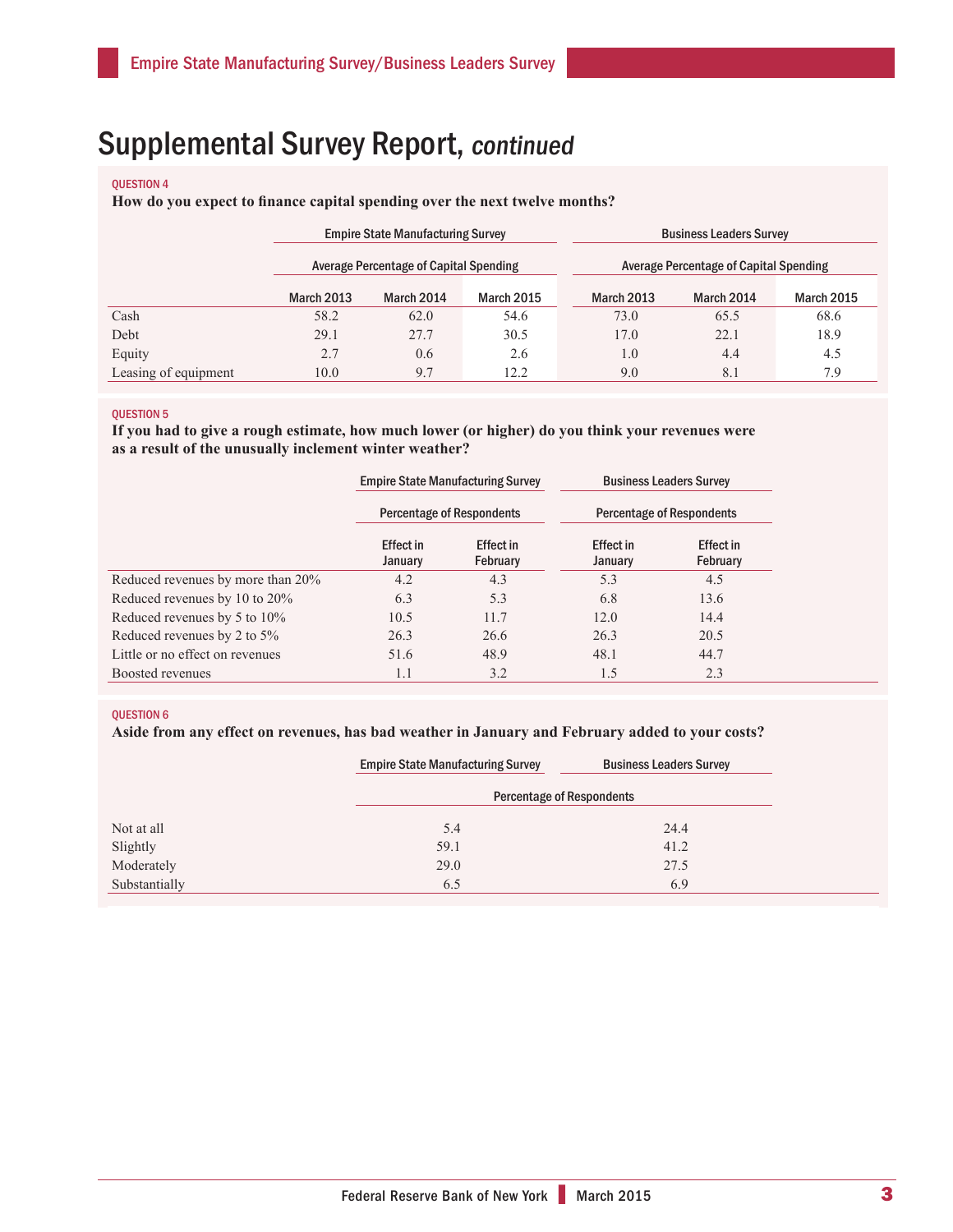# Supplemental Survey Report, *continued*

QUESTION 4

**How do you expect to finance capital spending over the next twelve months?**

| | Empire State Manufacturing Survey | | | Business Leaders Survey | | |
|---|---|---|---|---|---|---|
| | Average Percentage of Capital Spending | | | Average Percentage of Capital Spending | | |
| | March 2013 | March 2014 | March 2015 | March 2013 | March 2014 | March 2015 |
| Cash | 58.2 | 62.0 | 54.6 | 73.0 | 65.5 | 68.6 |
| Debt | 29.1 | 27.7 | 30.5 | 17.0 | 22.1 | 18.9 |
| Equity | 2.7 | 0.6 | 2.6 | 1.0 | 4.4 | 4.5 |
| Leasing of equipment | 10.0 | 9.7 | 12.2 | 9.0 | 8.1 | 7.9 |

QUESTION 5

**If you had to give a rough estimate, how much lower (or higher) do you think your revenues were as a result of the unusually inclement winter weather?**

| | Empire State Manufacturing Survey | | Business Leaders Survey | |
|---|---|---|---|---|
| | Percentage of Respondents | | Percentage of Respondents | |
| | Effect in January | Effect in February | Effect in January | Effect in February |
| Reduced revenues by more than 20% | 4.2 | 4.3 | 5.3 | 4.5 |
| Reduced revenues by 10 to 20% | 6.3 | 5.3 | 6.8 | 13.6 |
| Reduced revenues by 5 to 10% | 10.5 | 11.7 | 12.0 | 14.4 |
| Reduced revenues by 2 to 5% | 26.3 | 26.6 | 26.3 | 20.5 |
| Little or no effect on revenues | 51.6 | 48.9 | 48.1 | 44.7 |
| Boosted revenues | 1.1 | 3.2 | 1.5 | 2.3 |

QUESTION 6

**Aside from any effect on revenues, has bad weather in January and February added to your costs?**

| | Empire State Manufacturing Survey | Business Leaders Survey |
|---|---|---|
| | Percentage of Respondents | |
| Not at all | 5.4 | 24.4 |
| Slightly | 59.1 | 41.2 |
| Moderately | 29.0 | 27.5 |
| Substantially | 6.5 | 6.9 |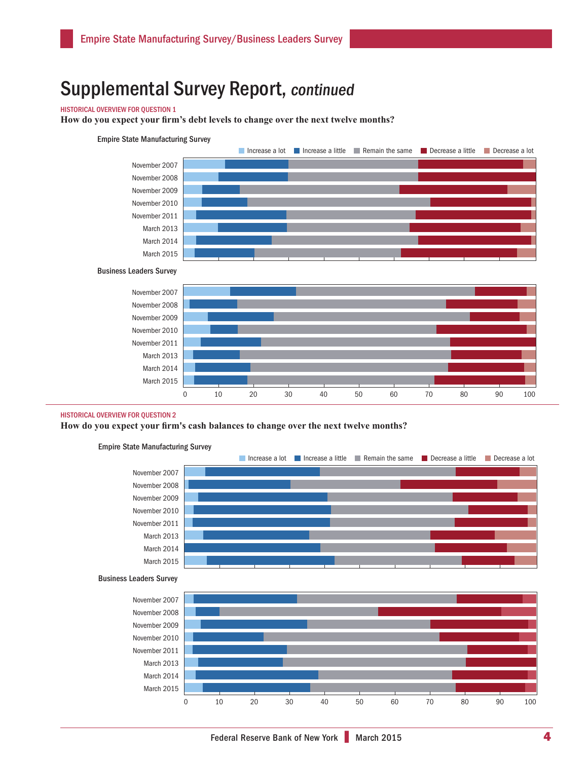# Supplemental Survey Report, *continued*

HISTORICAL OVERVIEW FOR QUESTION 1

**How do you expect your firm's debt levels to change over the next twelve months?**

Empire State Manufacturing Survey

Increase a lot | Increase a little | Remain the same | Decrease a little | Decrease a lot

November 2007
November 2008
November 2009
November 2010
November 2011
March 2013
March 2014
March 2015

Business Leaders Survey

November 2007
November 2008
November 2009
November 2010
November 2011
March 2013
March 2014
March 2015

0 10 20 30 40 50 60 70 80 90 100

HISTORICAL OVERVIEW FOR QUESTION 2

**How do you expect your firm's cash balances to change over the next twelve months?**

Empire State Manufacturing Survey

Increase a lot | Increase a little | Remain the same | Decrease a little | Decrease a lot

November 2007
November 2008
November 2009
November 2010
November 2011
March 2013
March 2014
March 2015

Business Leaders Survey

November 2007
November 2008
November 2009
November 2010
November 2011
March 2013
March 2014
March 2015

0 10 20 30 40 50 60 70 80 90 100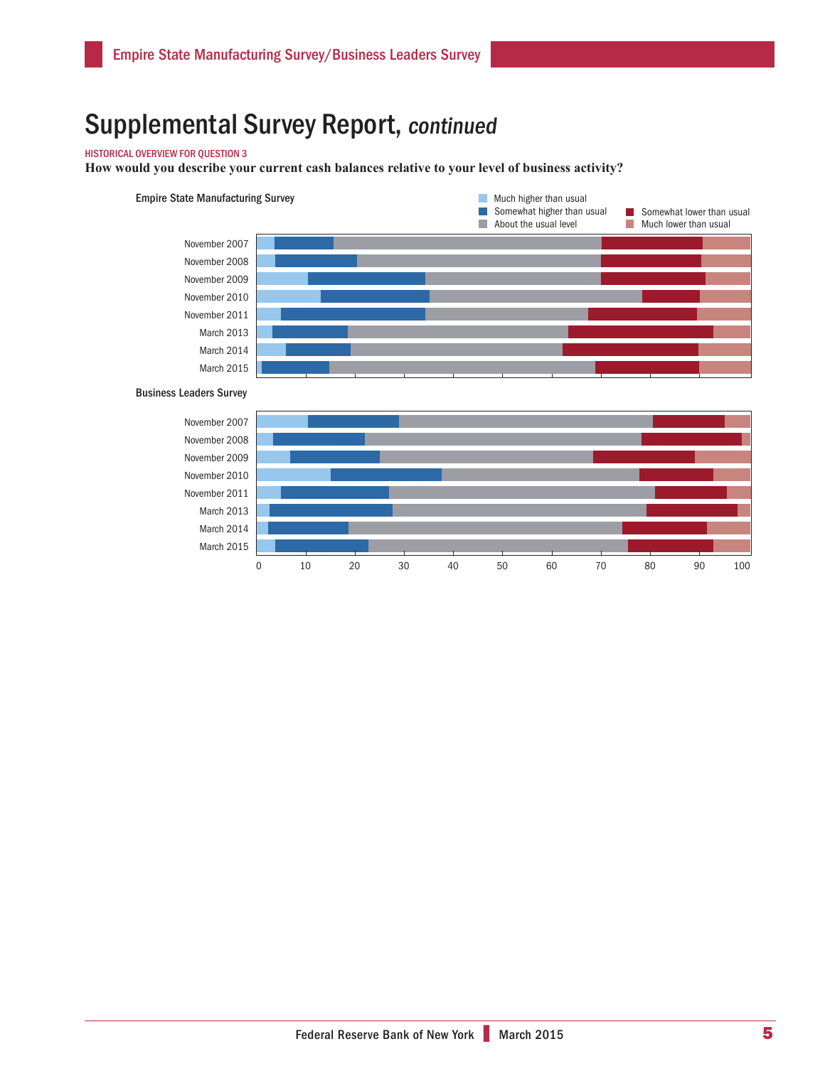# Supplemental Survey Report, *continued*

HISTORICAL OVERVIEW FOR QUESTION 3

**How would you describe your current cash balances relative to your level of business activity?**

Empire State Manufacturing Survey

Much higher than usual
Somewhat higher than usual
About the usual level
Somewhat lower than usual
Much lower than usual

November 2007
November 2008
November 2009
November 2010
November 2011
March 2013
March 2014
March 2015

Business Leaders Survey

November 2007
November 2008
November 2009
November 2010
November 2011
March 2013
March 2014
March 2015

0 10 20 30 40 50 60 70 80 90 100